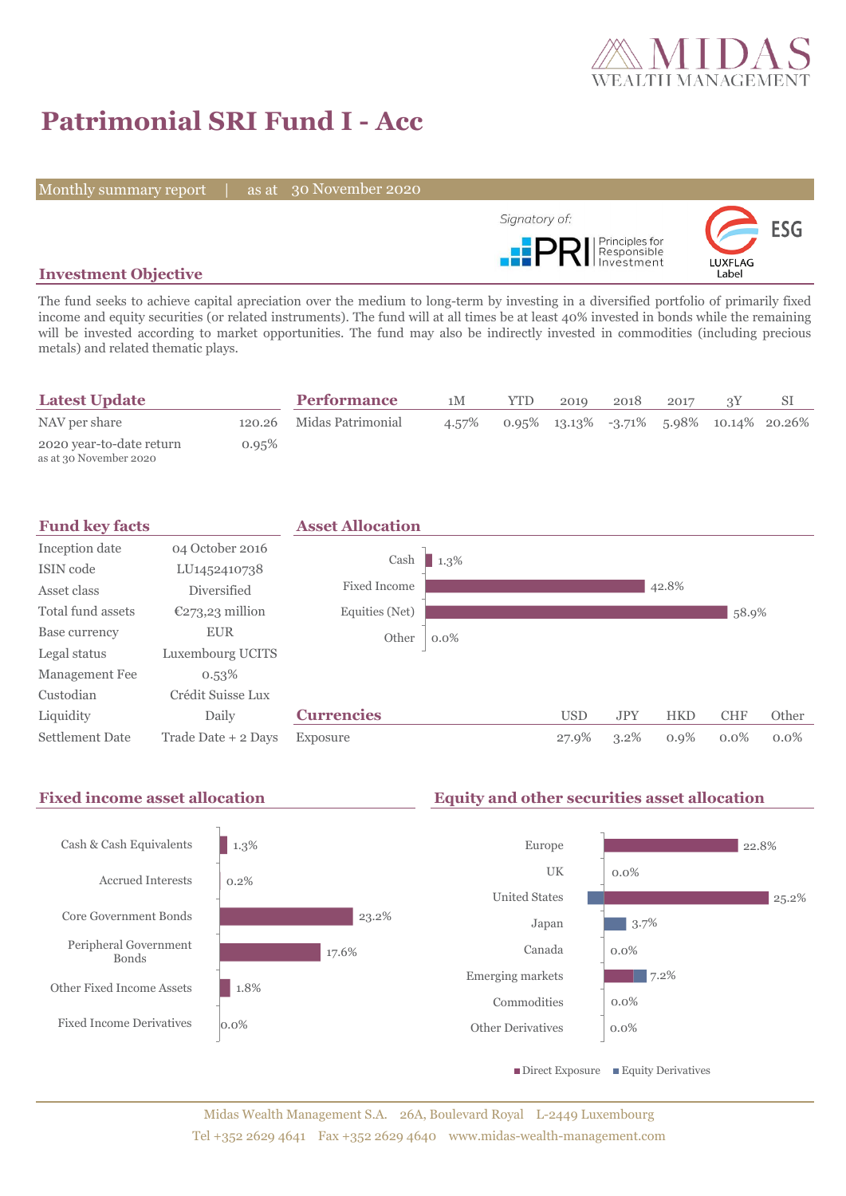# Patrimonial SRI Fund I - Acc

Monthly summary report | as at 30 November 2020

Signatory of: PRI Principles for Responsible Investment

ESG LUXFLAG Label

## Investment Objective

The fund seeks to achieve capital apreciation over the medium to long-term by investing in a diversified portfolio of primarily fixed income and equity securities (or related instruments). The fund will at all times be at least 40% invested in bonds while the remaining will be invested according to market opportunities. The fund may also be indirectly invested in commodities (including precious metals) and related thematic plays.

## Latest Update

| | |
|---|---|
| NAV per share | 120.26 |
| 2020 year-to-date return<br>as at 30 November 2020 | 0.95% |

## Performance

| | 1M | YTD | 2019 | 2018 | 2017 | 3Y | SI |
|---|---|---|---|---|---|---|---|
| Midas Patrimonial | 4.57% | 0.95% | 13.13% | -3.71% | 5.98% | 10.14% | 20.26% |

## Fund key facts

| | |
|---|---|
| Inception date | 04 October 2016 |
| ISIN code | LU1452410738 |
| Asset class | Diversified |
| Total fund assets | €273,23 million |
| Base currency | EUR |
| Legal status | Luxembourg UCITS |
| Management Fee | 0.53% |
| Custodian | Crédit Suisse Lux |
| Liquidity | Daily |
| Settlement Date | Trade Date + 2 Days |

## Asset Allocation

| | |
|---|---|
| Cash | 1.3% |
| Fixed Income | 42.8% |
| Equities (Net) | 58.9% |
| Other | 0.0% |

## Currencies

| | USD | JPY | HKD | CHF | Other |
|---|---|---|---|---|---|
| Exposure | 27.9% | 3.2% | 0.9% | 0.0% | 0.0% |

## Fixed income asset allocation

| | |
|---|---|
| Cash & Cash Equivalents | 1.3% |
| Accrued Interests | 0.2% |
| Core Government Bonds | 23.2% |
| Peripheral Government Bonds | 17.6% |
| Other Fixed Income Assets | 1.8% |
| Fixed Income Derivatives | 0.0% |

## Equity and other securities asset allocation

| | |
|---|---|
| Europe | 22.8% |
| UK | 0.0% |
| United States | 25.2% |
| Japan | 3.7% |
| Canada | 0.0% |
| Emerging markets | 7.2% |
| Commodities | 0.0% |
| Other Derivatives | 0.0% |

■ Direct Exposure ■ Equity Derivatives

Midas Wealth Management S.A. 26A, Boulevard Royal L-2449 Luxembourg
Tel +352 2629 4641 Fax +352 2629 4640 www.midas-wealth-management.com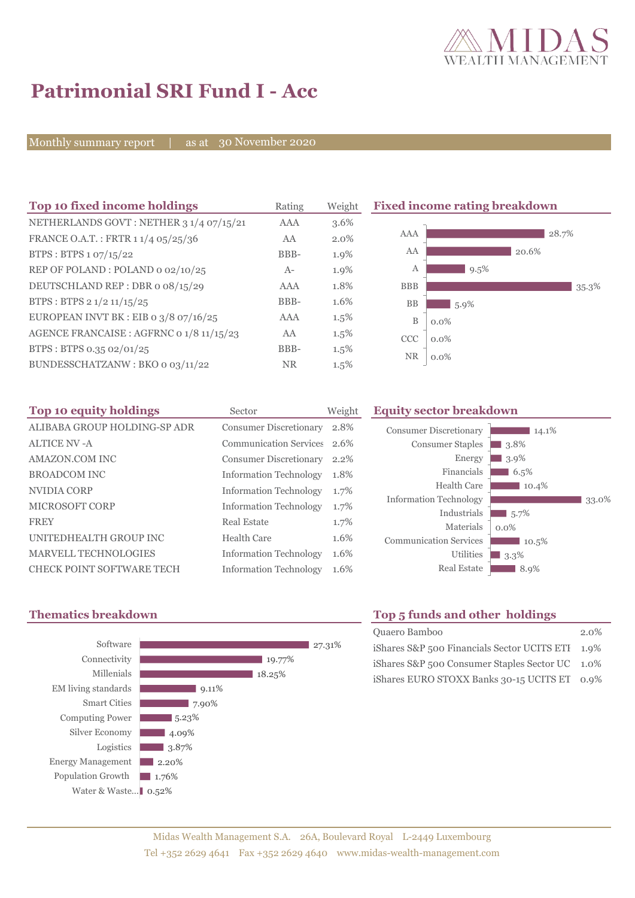# Patrimonial SRI Fund I - Acc

Monthly summary report | as at 30 November 2020

## Top 10 fixed income holdings

| Top 10 fixed income holdings | Rating | Weight |
|---|---|---|
| NETHERLANDS GOVT : NETHER 3 1/4 07/15/21 | AAA | 3.6% |
| FRANCE O.A.T. : FRTR 1 1/4 05/25/36 | AA | 2.0% |
| BTPS : BTPS 1 07/15/22 | BBB- | 1.9% |
| REP OF POLAND : POLAND 0 02/10/25 | A- | 1.9% |
| DEUTSCHLAND REP : DBR 0 08/15/29 | AAA | 1.8% |
| BTPS : BTPS 2 1/2 11/15/25 | BBB- | 1.6% |
| EUROPEAN INVT BK : EIB 0 3/8 07/16/25 | AAA | 1.5% |
| AGENCE FRANCAISE : AGFRNC 0 1/8 11/15/23 | AA | 1.5% |
| BTPS : BTPS 0.35 02/01/25 | BBB- | 1.5% |
| BUNDESSCHATZANW : BKO 0 03/11/22 | NR | 1.5% |

## Fixed income rating breakdown

| Rating | Weight |
|---|---|
| AAA | 28.7% |
| AA | 20.6% |
| A | 9.5% |
| BBB | 35.3% |
| BB | 5.9% |
| B | 0.0% |
| CCC | 0.0% |
| NR | 0.0% |

## Top 10 equity holdings

| Top 10 equity holdings | Sector | Weight |
|---|---|---|
| ALIBABA GROUP HOLDING-SP ADR | Consumer Discretionary | 2.8% |
| ALTICE NV -A | Communication Services | 2.6% |
| AMAZON.COM INC | Consumer Discretionary | 2.2% |
| BROADCOM INC | Information Technology | 1.8% |
| NVIDIA CORP | Information Technology | 1.7% |
| MICROSOFT CORP | Information Technology | 1.7% |
| FREY | Real Estate | 1.7% |
| UNITEDHEALTH GROUP INC | Health Care | 1.6% |
| MARVELL TECHNOLOGIES | Information Technology | 1.6% |
| CHECK POINT SOFTWARE TECH | Information Technology | 1.6% |

## Equity sector breakdown

| Sector | Weight |
|---|---|
| Consumer Discretionary | 14.1% |
| Consumer Staples | 3.8% |
| Energy | 3.9% |
| Financials | 6.5% |
| Health Care | 10.4% |
| Information Technology | 33.0% |
| Industrials | 5.7% |
| Materials | 0.0% |
| Communication Services | 10.5% |
| Utilities | 3.3% |
| Real Estate | 8.9% |

## Thematics breakdown

| Theme | Weight |
|---|---|
| Software | 27.31% |
| Connectivity | 19.77% |
| Millenials | 18.25% |
| EM living standards | 9.11% |
| Smart Cities | 7.90% |
| Computing Power | 5.23% |
| Silver Economy | 4.09% |
| Logistics | 3.87% |
| Energy Management | 2.20% |
| Population Growth | 1.76% |
| Water & Waste... | 0.52% |

## Top 5 funds and other holdings

| Fund | Weight |
|---|---|
| Quaero Bamboo | 2.0% |
| iShares S&P 500 Financials Sector UCITS ETI | 1.9% |
| iShares S&P 500 Consumer Staples Sector UC | 1.0% |
| iShares EURO STOXX Banks 30-15 UCITS ET | 0.9% |

Midas Wealth Management S.A. 26A, Boulevard Royal L-2449 Luxembourg
Tel +352 2629 4641 Fax +352 2629 4640 www.midas-wealth-management.com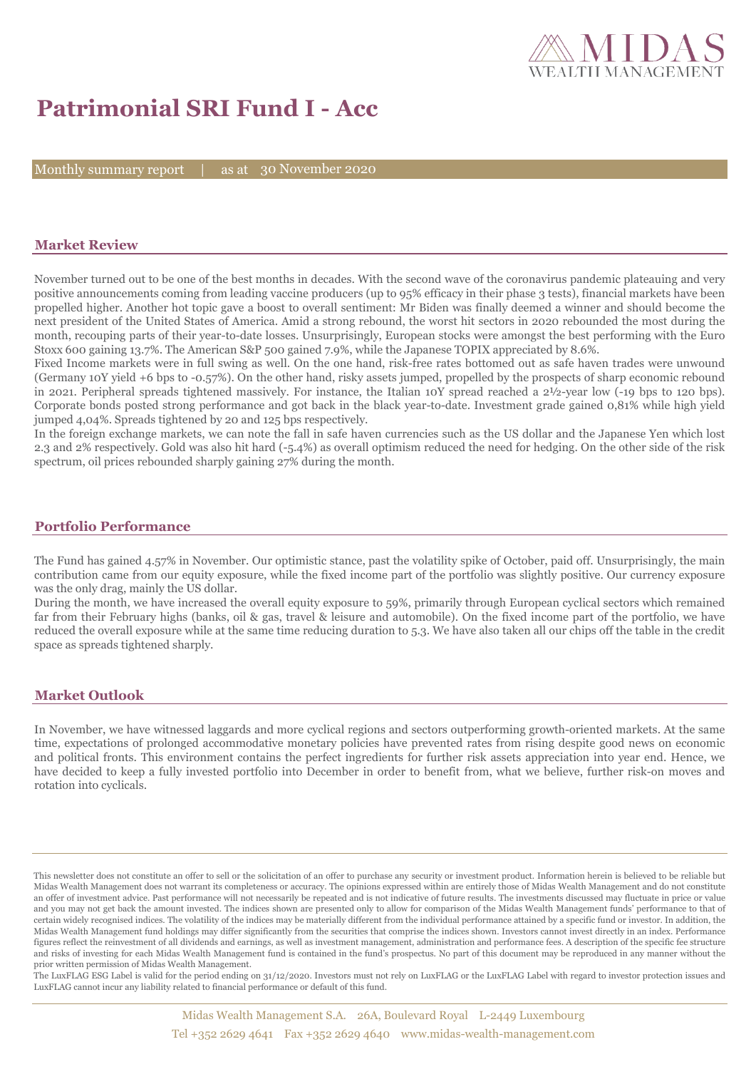# Patrimonial SRI Fund I - Acc

Monthly summary report | as at 30 November 2020

## Market Review

November turned out to be one of the best months in decades. With the second wave of the coronavirus pandemic plateauing and very positive announcements coming from leading vaccine producers (up to 95% efficacy in their phase 3 tests), financial markets have been propelled higher. Another hot topic gave a boost to overall sentiment: Mr Biden was finally deemed a winner and should become the next president of the United States of America. Amid a strong rebound, the worst hit sectors in 2020 rebounded the most during the month, recouping parts of their year-to-date losses. Unsurprisingly, European stocks were amongst the best performing with the Euro Stoxx 600 gaining 13.7%. The American S&P 500 gained 7.9%, while the Japanese TOPIX appreciated by 8.6%.

Fixed Income markets were in full swing as well. On the one hand, risk-free rates bottomed out as safe haven trades were unwound (Germany 10Y yield +6 bps to -0.57%). On the other hand, risky assets jumped, propelled by the prospects of sharp economic rebound in 2021. Peripheral spreads tightened massively. For instance, the Italian 10Y spread reached a 2½-year low (-19 bps to 120 bps). Corporate bonds posted strong performance and got back in the black year-to-date. Investment grade gained 0,81% while high yield jumped 4,04%. Spreads tightened by 20 and 125 bps respectively.

In the foreign exchange markets, we can note the fall in safe haven currencies such as the US dollar and the Japanese Yen which lost 2.3 and 2% respectively. Gold was also hit hard (-5.4%) as overall optimism reduced the need for hedging. On the other side of the risk spectrum, oil prices rebounded sharply gaining 27% during the month.

## Portfolio Performance

The Fund has gained 4.57% in November. Our optimistic stance, past the volatility spike of October, paid off. Unsurprisingly, the main contribution came from our equity exposure, while the fixed income part of the portfolio was slightly positive. Our currency exposure was the only drag, mainly the US dollar.

During the month, we have increased the overall equity exposure to 59%, primarily through European cyclical sectors which remained far from their February highs (banks, oil & gas, travel & leisure and automobile). On the fixed income part of the portfolio, we have reduced the overall exposure while at the same time reducing duration to 5.3. We have also taken all our chips off the table in the credit space as spreads tightened sharply.

## Market Outlook

In November, we have witnessed laggards and more cyclical regions and sectors outperforming growth-oriented markets. At the same time, expectations of prolonged accommodative monetary policies have prevented rates from rising despite good news on economic and political fronts. This environment contains the perfect ingredients for further risk assets appreciation into year end. Hence, we have decided to keep a fully invested portfolio into December in order to benefit from, what we believe, further risk-on moves and rotation into cyclicals.

This newsletter does not constitute an offer to sell or the solicitation of an offer to purchase any security or investment product. Information herein is believed to be reliable but Midas Wealth Management does not warrant its completeness or accuracy. The opinions expressed within are entirely those of Midas Wealth Management and do not constitute an offer of investment advice. Past performance will not necessarily be repeated and is not indicative of future results. The investments discussed may fluctuate in price or value and you may not get back the amount invested. The indices shown are presented only to allow for comparison of the Midas Wealth Management funds' performance to that of certain widely recognised indices. The volatility of the indices may be materially different from the individual performance attained by a specific fund or investor. In addition, the Midas Wealth Management fund holdings may differ significantly from the securities that comprise the indices shown. Investors cannot invest directly in an index. Performance figures reflect the reinvestment of all dividends and earnings, as well as investment management, administration and performance fees. A description of the specific fee structure and risks of investing for each Midas Wealth Management fund is contained in the fund's prospectus. No part of this document may be reproduced in any manner without the prior written permission of Midas Wealth Management.

The LuxFLAG ESG Label is valid for the period ending on 31/12/2020. Investors must not rely on LuxFLAG or the LuxFLAG Label with regard to investor protection issues and LuxFLAG cannot incur any liability related to financial performance or default of this fund.

Midas Wealth Management S.A. 26A, Boulevard Royal L-2449 Luxembourg
Tel +352 2629 4641 Fax +352 2629 4640 www.midas-wealth-management.com